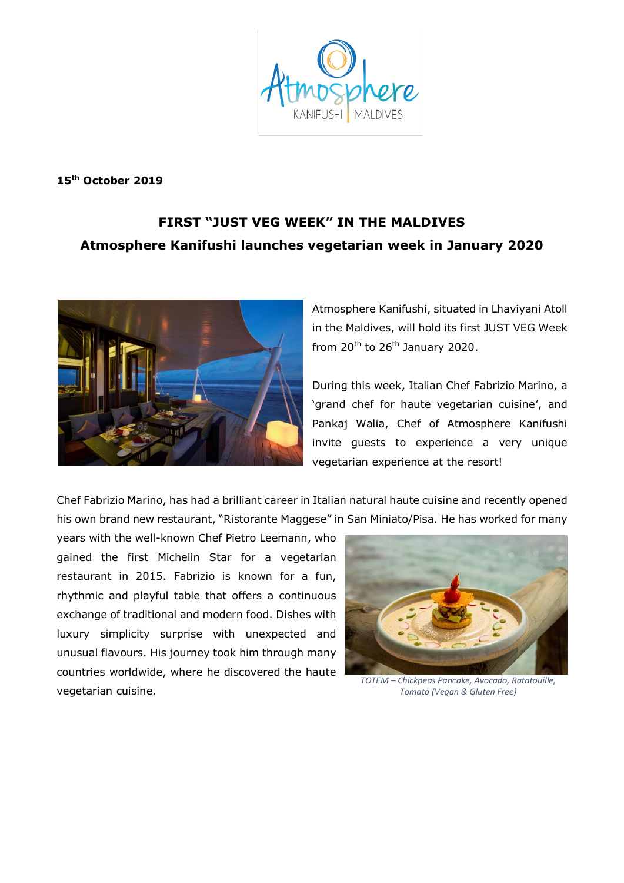**15th October 2019**

## FIRST "JUST VEG WEEK" IN THE MALDIVES

### Atmosphere Kanifushi launches vegetarian week in January 2020

Atmosphere Kanifushi, situated in Lhaviyani Atoll in the Maldives, will hold its first JUST VEG Week from 20th to 26th January 2020.

During this week, Italian Chef Fabrizio Marino, a 'grand chef for haute vegetarian cuisine', and Pankaj Walia, Chef of Atmosphere Kanifushi invite guests to experience a very unique vegetarian experience at the resort!

Chef Fabrizio Marino, has had a brilliant career in Italian natural haute cuisine and recently opened his own brand new restaurant, "Ristorante Maggese" in San Miniato/Pisa. He has worked for many years with the well-known Chef Pietro Leemann, who gained the first Michelin Star for a vegetarian restaurant in 2015. Fabrizio is known for a fun, rhythmic and playful table that offers a continuous exchange of traditional and modern food. Dishes with luxury simplicity surprise with unexpected and unusual flavours. His journey took him through many countries worldwide, where he discovered the haute vegetarian cuisine.

*TOTEM – Chickpeas Pancake, Avocado, Ratatouille, Tomato (Vegan & Gluten Free)*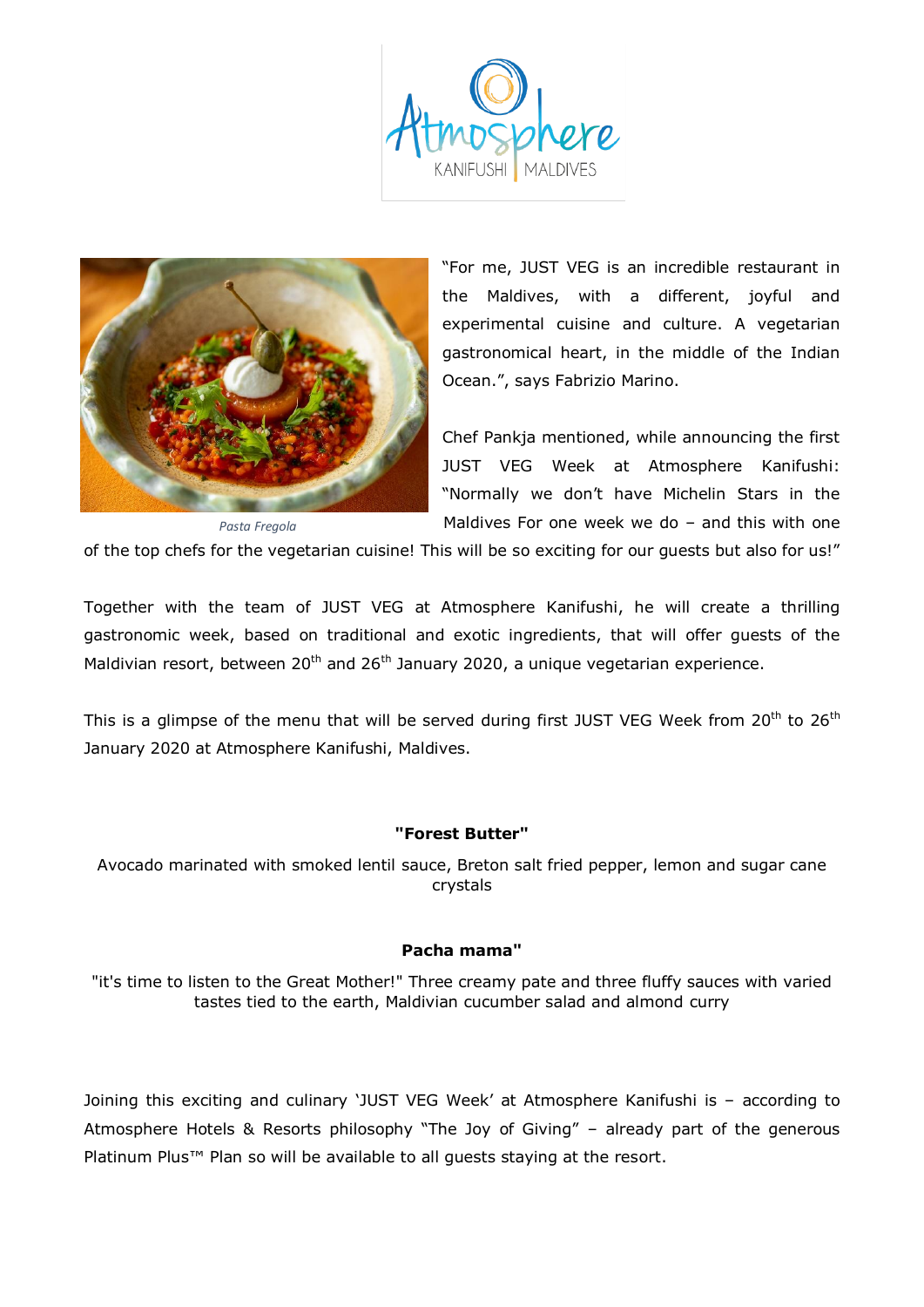"For me, JUST VEG is an incredible restaurant in the Maldives, with a different, joyful and experimental cuisine and culture. A vegetarian gastronomical heart, in the middle of the Indian Ocean.", says Fabrizio Marino.

*Pasta Fregola*

Chef Pankja mentioned, while announcing the first JUST VEG Week at Atmosphere Kanifushi: "Normally we don't have Michelin Stars in the Maldives For one week we do – and this with one of the top chefs for the vegetarian cuisine! This will be so exciting for our guests but also for us!"

Together with the team of JUST VEG at Atmosphere Kanifushi, he will create a thrilling gastronomic week, based on traditional and exotic ingredients, that will offer guests of the Maldivian resort, between 20th and 26th January 2020, a unique vegetarian experience.

This is a glimpse of the menu that will be served during first JUST VEG Week from 20th to 26th January 2020 at Atmosphere Kanifushi, Maldives.

**"Forest Butter"**

Avocado marinated with smoked lentil sauce, Breton salt fried pepper, lemon and sugar cane crystals

**Pacha mama"**

"it's time to listen to the Great Mother!" Three creamy pate and three fluffy sauces with varied tastes tied to the earth, Maldivian cucumber salad and almond curry

Joining this exciting and culinary 'JUST VEG Week' at Atmosphere Kanifushi is – according to Atmosphere Hotels & Resorts philosophy "The Joy of Giving" – already part of the generous Platinum Plus™ Plan so will be available to all guests staying at the resort.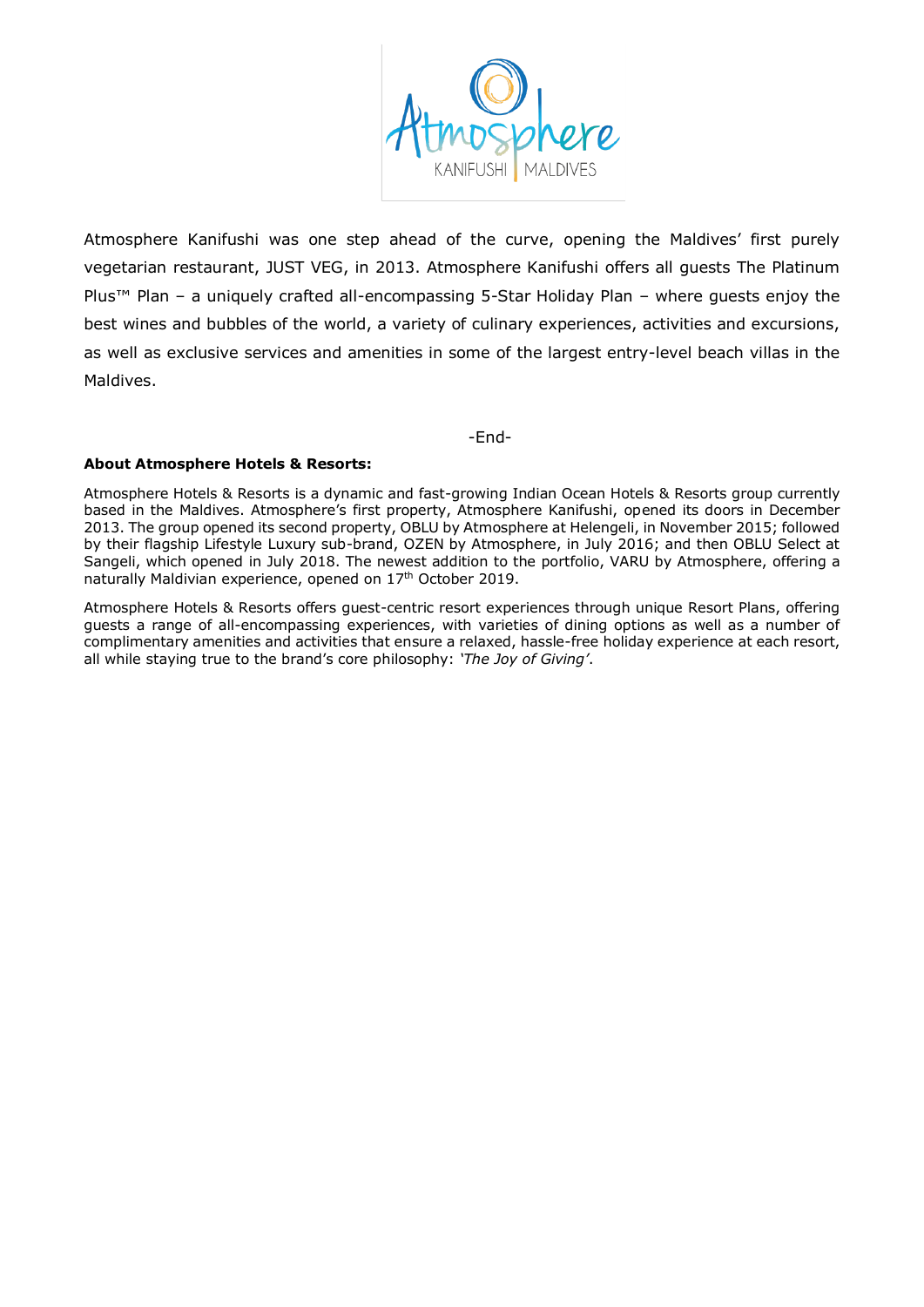Atmosphere Kanifushi was one step ahead of the curve, opening the Maldives' first purely vegetarian restaurant, JUST VEG, in 2013. Atmosphere Kanifushi offers all guests The Platinum Plus™ Plan – a uniquely crafted all-encompassing 5-Star Holiday Plan – where guests enjoy the best wines and bubbles of the world, a variety of culinary experiences, activities and excursions, as well as exclusive services and amenities in some of the largest entry-level beach villas in the Maldives.

-End-

**About Atmosphere Hotels & Resorts:**

Atmosphere Hotels & Resorts is a dynamic and fast-growing Indian Ocean Hotels & Resorts group currently based in the Maldives. Atmosphere's first property, Atmosphere Kanifushi, opened its doors in December 2013. The group opened its second property, OBLU by Atmosphere at Helengeli, in November 2015; followed by their flagship Lifestyle Luxury sub-brand, OZEN by Atmosphere, in July 2016; and then OBLU Select at Sangeli, which opened in July 2018. The newest addition to the portfolio, VARU by Atmosphere, offering a naturally Maldivian experience, opened on 17th October 2019.

Atmosphere Hotels & Resorts offers guest-centric resort experiences through unique Resort Plans, offering guests a range of all-encompassing experiences, with varieties of dining options as well as a number of complimentary amenities and activities that ensure a relaxed, hassle-free holiday experience at each resort, all while staying true to the brand's core philosophy: *'The Joy of Giving'*.